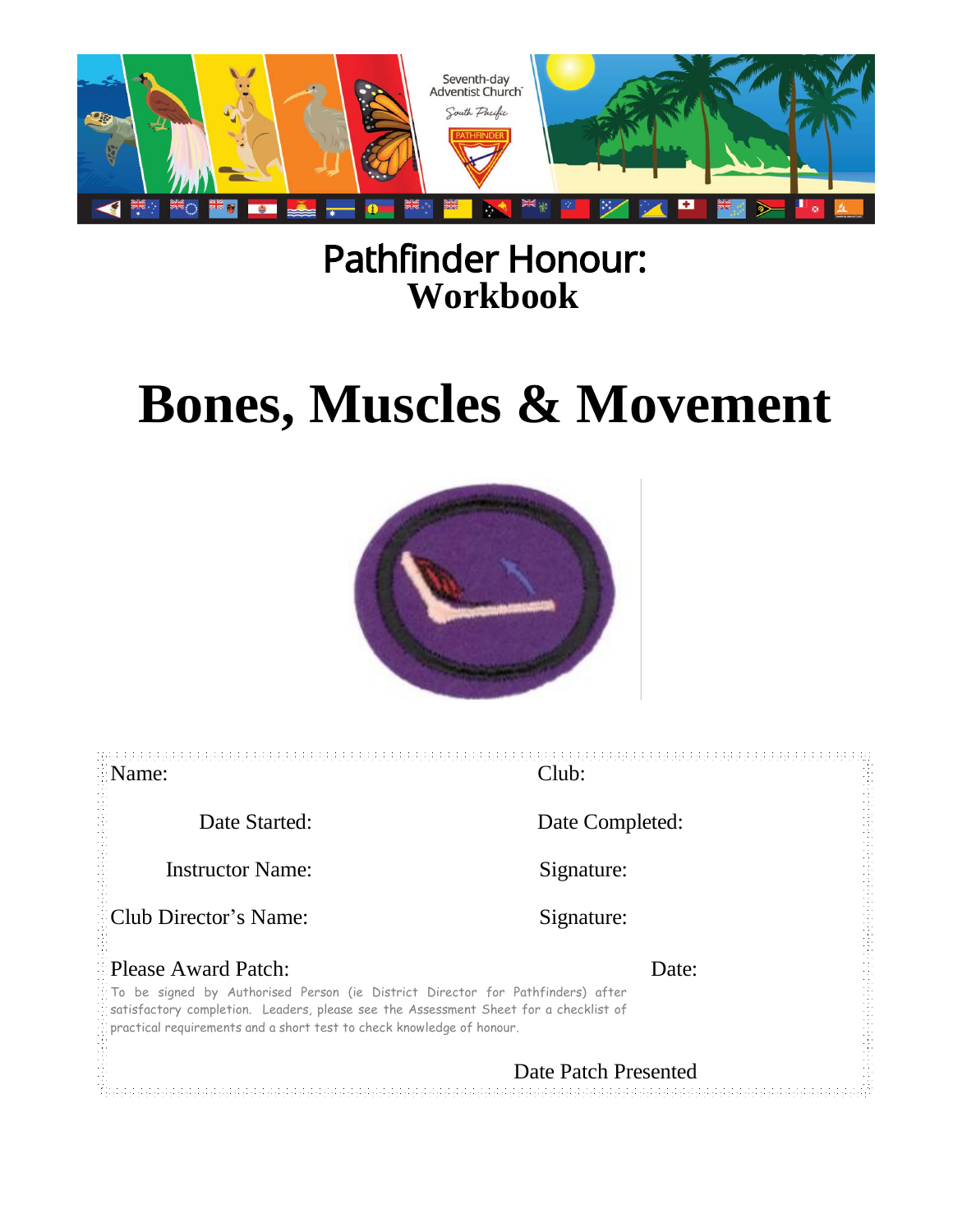Seventh-day Adventist Church

South Pacific

PATHFINDER

# Pathfinder Honour: Workbook

# Bones, Muscles & Movement

Name: Club:

Date Started: Date Completed:

Instructor Name: Signature:

Club Director's Name: Signature:

Please Award Patch: Date:

To be signed by Authorised Person (ie District Director for Pathfinders) after satisfactory completion. Leaders, please see the Assessment Sheet for a checklist of practical requirements and a short test to check knowledge of honour.

Date Patch Presented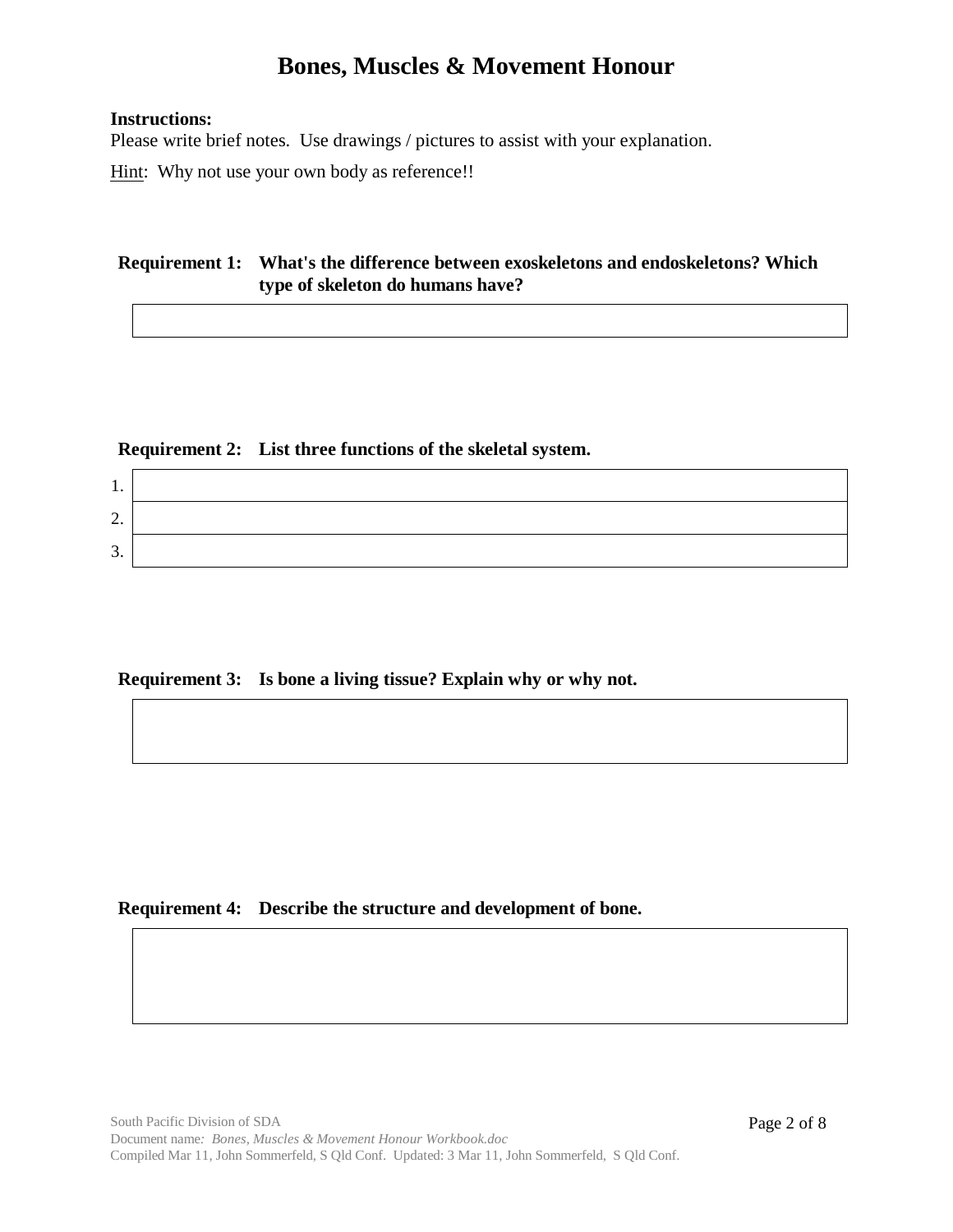# Bones, Muscles & Movement Honour

**Instructions:**
Please write brief notes. Use drawings / pictures to assist with your explanation.

Hint: Why not use your own body as reference!!

**Requirement 1: What's the difference between exoskeletons and endoskeletons? Which type of skeleton do humans have?**

| |
|---|
| |

**Requirement 2: List three functions of the skeletal system.**

| | |
|---|---|
| 1. | |
| 2. | |
| 3. | |

**Requirement 3: Is bone a living tissue? Explain why or why not.**

| |
|---|
| |

**Requirement 4: Describe the structure and development of bone.**

| |
|---|
| |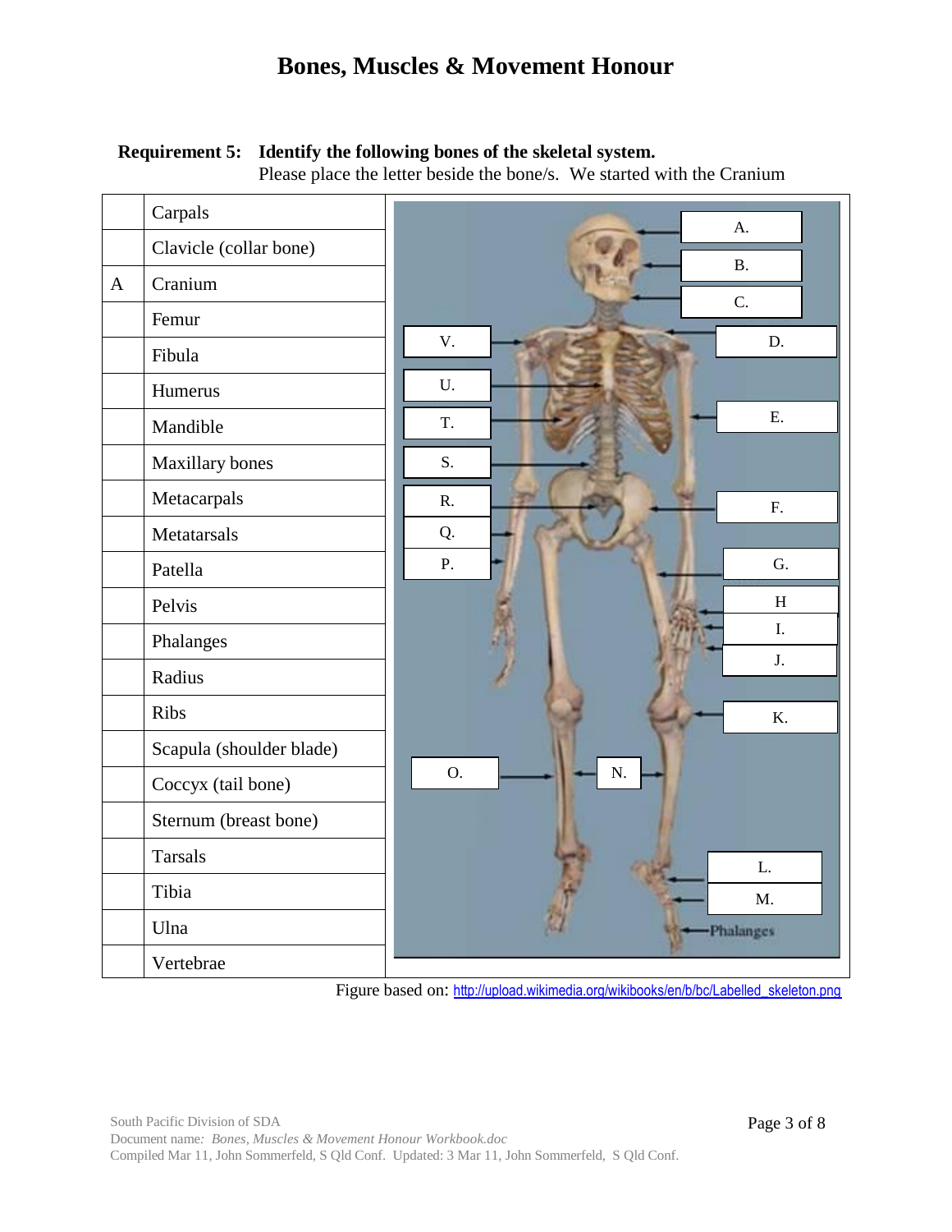# Bones, Muscles & Movement Honour

**Requirement 5: Identify the following bones of the skeletal system.**
Please place the letter beside the bone/s. We started with the Cranium

| | |
|---|---|
| | Carpals |
| | Clavicle (collar bone) |
| A | Cranium |
| | Femur |
| | Fibula |
| | Humerus |
| | Mandible |
| | Maxillary bones |
| | Metacarpals |
| | Metatarsals |
| | Patella |
| | Pelvis |
| | Phalanges |
| | Radius |
| | Ribs |
| | Scapula (shoulder blade) |
| | Coccyx (tail bone) |
| | Sternum (breast bone) |
| | Tarsals |
| | Tibia |
| | Ulna |
| | Vertebrae |

A. B. C. D. E. F. G. H I. J. K. L. M. Phalanges N. O. P. Q. R. S. T. U. V.

Figure based on: http://upload.wikimedia.org/wikibooks/en/b/bc/Labelled_skeleton.png

South Pacific Division of SDA
Document name: *Bones, Muscles & Movement Honour Workbook.doc*
Compiled Mar 11, John Sommerfeld, S Qld Conf. Updated: 3 Mar 11, John Sommerfeld, S Qld Conf.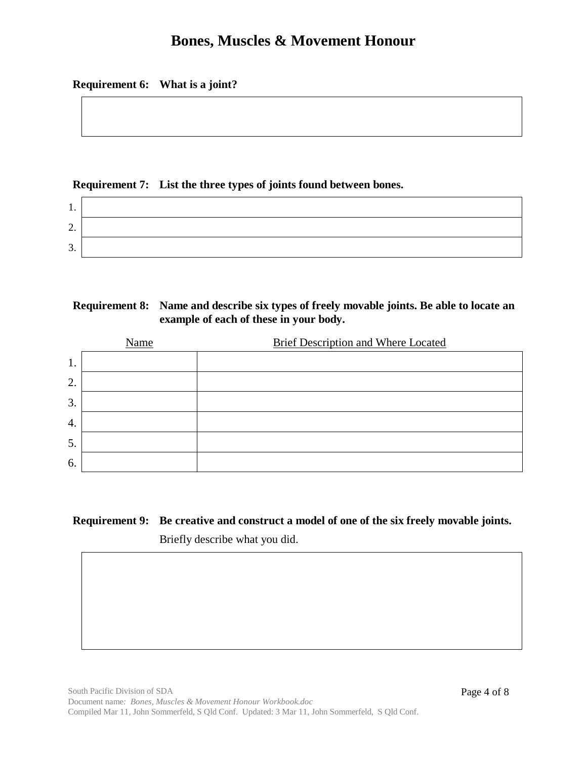# Bones, Muscles & Movement Honour

**Requirement 6: What is a joint?**

| |
|---|
| |

**Requirement 7: List the three types of joints found between bones.**

| | |
|---|---|
| 1. | |
| 2. | |
| 3. | |

**Requirement 8: Name and describe six types of freely movable joints. Be able to locate an example of each of these in your body.**

| | Name | Brief Description and Where Located |
|---|---|---|
| 1. | | |
| 2. | | |
| 3. | | |
| 4. | | |
| 5. | | |
| 6. | | |

**Requirement 9: Be creative and construct a model of one of the six freely movable joints.**

Briefly describe what you did.

| |
|---|
| |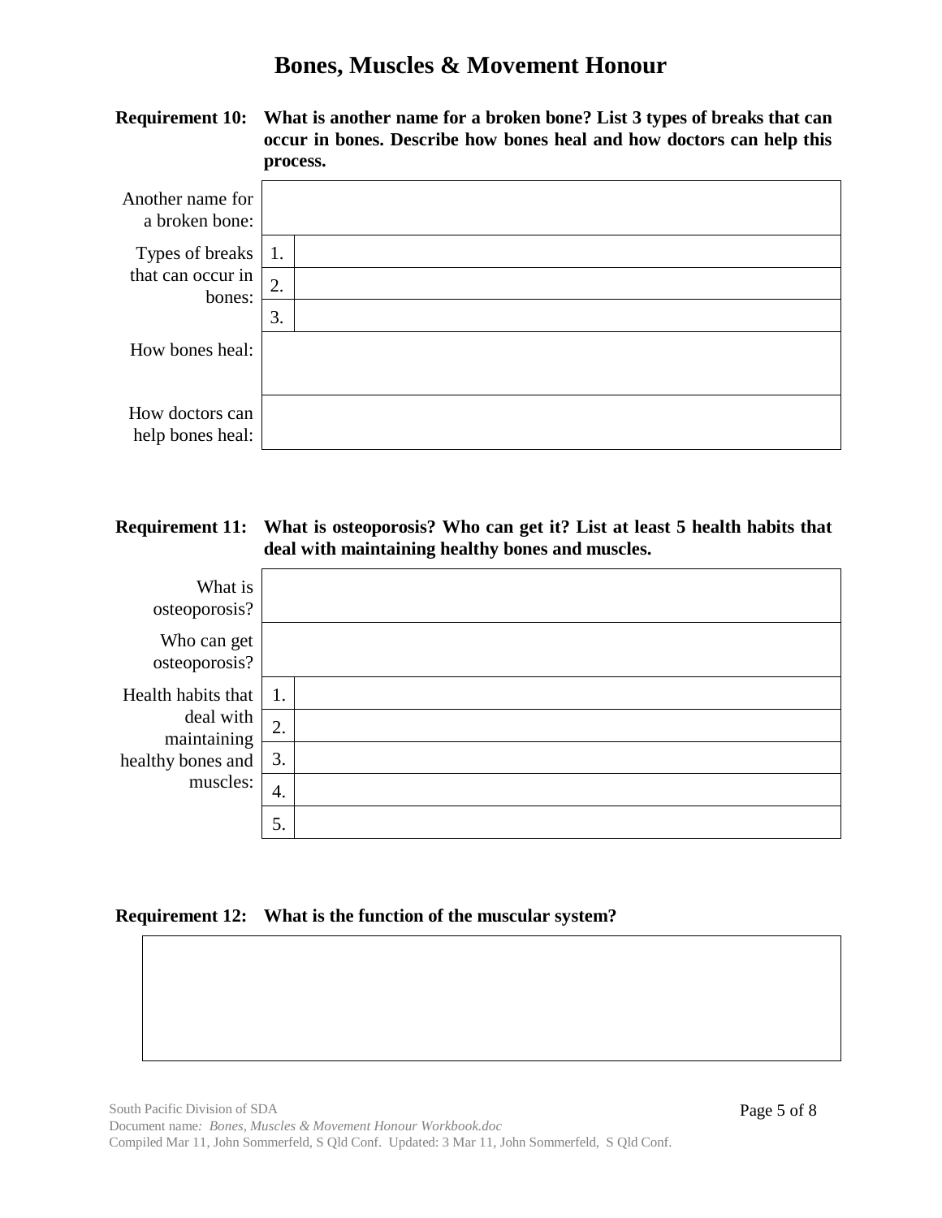# Bones, Muscles & Movement Honour

**Requirement 10: What is another name for a broken bone? List 3 types of breaks that can occur in bones. Describe how bones heal and how doctors can help this process.**

| | | |
|---|---|---|
| Another name for a broken bone: | | |
| Types of breaks that can occur in bones: | 1. | |
| | 2. | |
| | 3. | |
| How bones heal: | | |
| How doctors can help bones heal: | | |

**Requirement 11: What is osteoporosis? Who can get it? List at least 5 health habits that deal with maintaining healthy bones and muscles.**

| | | |
|---|---|---|
| What is osteoporosis? | | |
| Who can get osteoporosis? | | |
| Health habits that deal with maintaining healthy bones and muscles: | 1. | |
| | 2. | |
| | 3. | |
| | 4. | |
| | 5. | |

**Requirement 12: What is the function of the muscular system?**

| |
|---|
| |

South Pacific Division of SDA
Document name: *Bones, Muscles & Movement Honour Workbook.doc*
Compiled Mar 11, John Sommerfeld, S Qld Conf. Updated: 3 Mar 11, John Sommerfeld, S Qld Conf.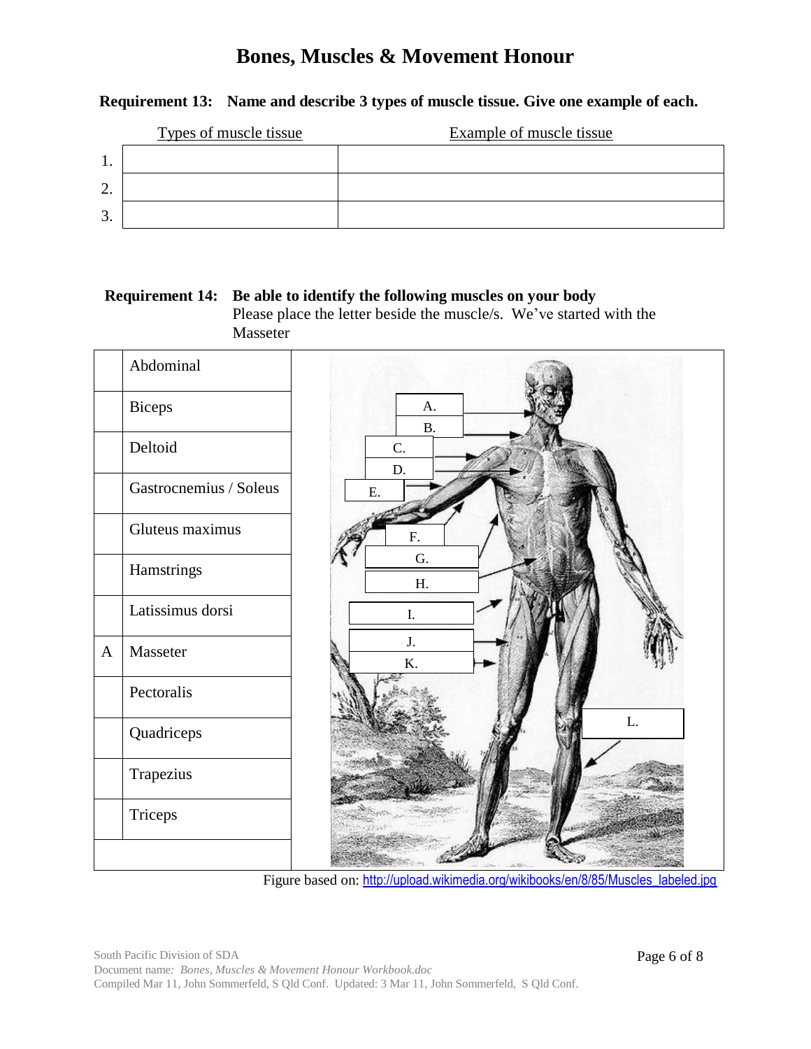# Bones, Muscles & Movement Honour

**Requirement 13: Name and describe 3 types of muscle tissue. Give one example of each.**

| | Types of muscle tissue | Example of muscle tissue |
|---|---|---|
| 1. | | |
| 2. | | |
| 3. | | |

**Requirement 14: Be able to identify the following muscles on your body**
Please place the letter beside the muscle/s. We've started with the Masseter

| | |
|---|---|
| | Abdominal |
| | Biceps |
| | Deltoid |
| | Gastrocnemius / Soleus |
| | Gluteus maximus |
| | Hamstrings |
| | Latissimus dorsi |
| A | Masseter |
| | Pectoralis |
| | Quadriceps |
| | Trapezius |
| | Triceps |

A. B. C. D. E. F. G. H. I. J. K. L.

Figure based on: http://upload.wikimedia.org/wikibooks/en/8/85/Muscles_labeled.jpg

South Pacific Division of SDA
Document name: *Bones, Muscles & Movement Honour Workbook.doc*
Compiled Mar 11, John Sommerfeld, S Qld Conf. Updated: 3 Mar 11, John Sommerfeld, S Qld Conf.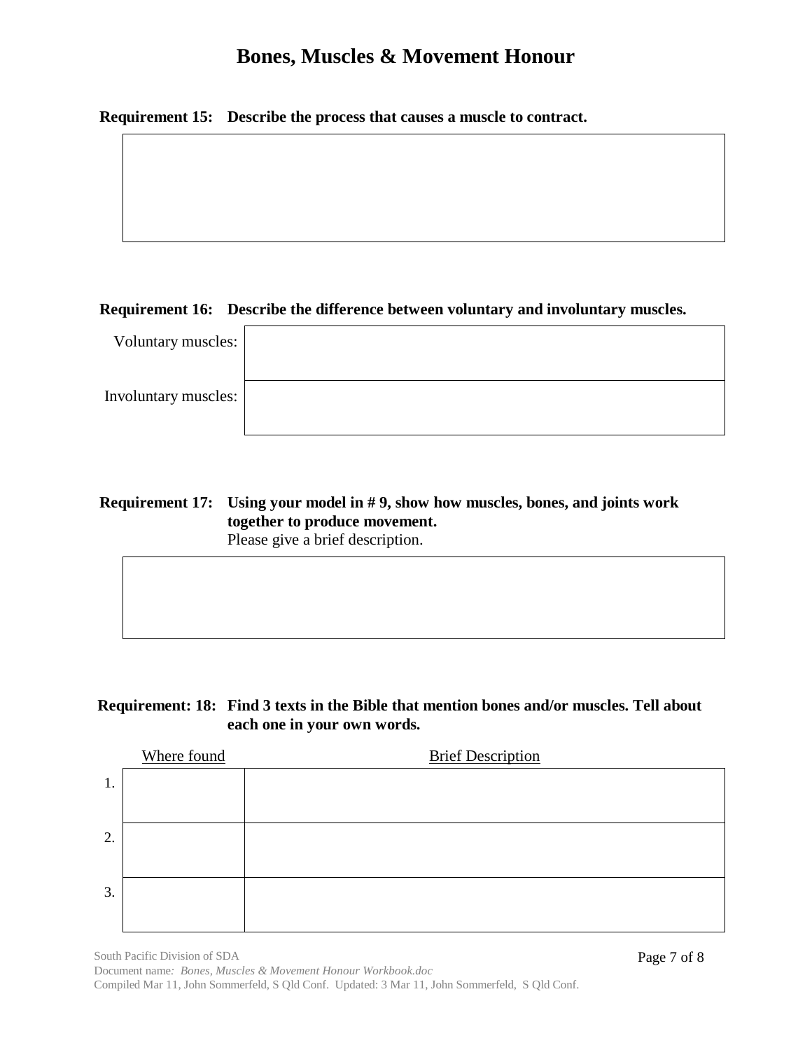# Bones, Muscles & Movement Honour

**Requirement 15: Describe the process that causes a muscle to contract.**

| |
|---|
| |

**Requirement 16: Describe the difference between voluntary and involuntary muscles.**

| | |
|---|---|
| Voluntary muscles: | |
| Involuntary muscles: | |

**Requirement 17: Using your model in # 9, show how muscles, bones, and joints work together to produce movement.**
Please give a brief description.

| |
|---|
| |

**Requirement: 18: Find 3 texts in the Bible that mention bones and/or muscles. Tell about each one in your own words.**

| | Where found | Brief Description |
|---|---|---|
| 1. | | |
| 2. | | |
| 3. | | |

South Pacific Division of SDA
Document name: *Bones, Muscles & Movement Honour Workbook.doc*
Compiled Mar 11, John Sommerfeld, S Qld Conf. Updated: 3 Mar 11, John Sommerfeld, S Qld Conf.